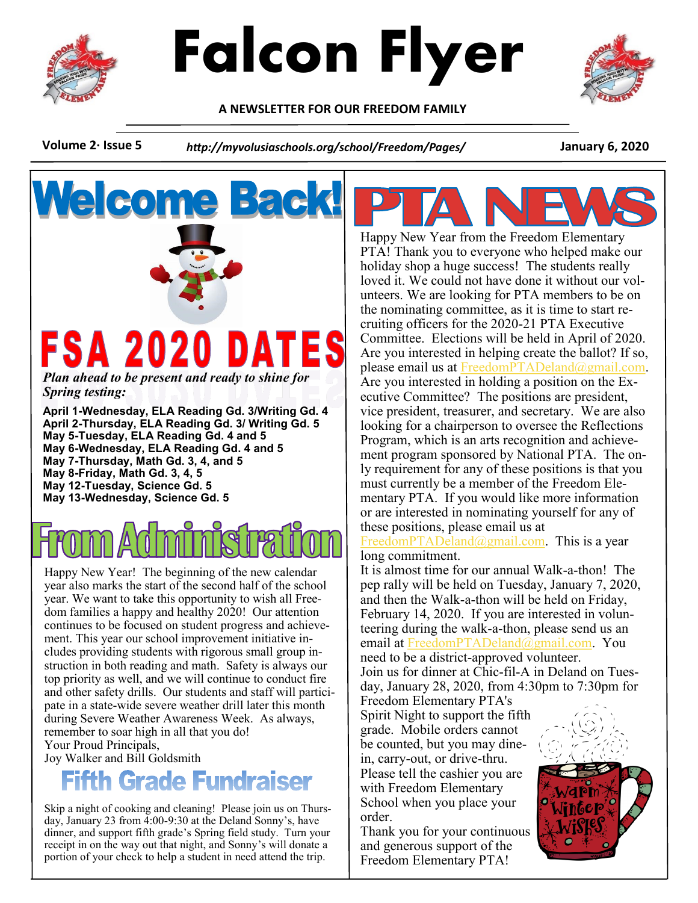# Falcon Flyer

**A NEWSLETTER FOR OUR FREEDOM FAMILY**

**Volume 2· Issue 5** — ***http://myvolusiaschools.org/school/Freedom/Pages/*** — **January 6, 2020**

## Welcome Back!

## FSA 2020 DATES

***Plan ahead to be present and ready to shine for Spring testing:***

**April 1-Wednesday, ELA Reading Gd. 3/Writing Gd. 4**
**April 2-Thursday, ELA Reading Gd. 3/ Writing Gd. 5**
**May 5-Tuesday, ELA Reading Gd. 4 and 5**
**May 6-Wednesday, ELA Reading Gd. 4 and 5**
**May 7-Thursday, Math Gd. 3, 4, and 5**
**May 8-Friday, Math Gd. 3, 4, 5**
**May 12-Tuesday, Science Gd. 5**
**May 13-Wednesday, Science Gd. 5**

## From Administration

Happy New Year! The beginning of the new calendar year also marks the start of the second half of the school year. We want to take this opportunity to wish all Freedom families a happy and healthy 2020! Our attention continues to be focused on student progress and achievement. This year our school improvement initiative includes providing students with rigorous small group instruction in both reading and math. Safety is always our top priority as well, and we will continue to conduct fire and other safety drills. Our students and staff will participate in a state-wide severe weather drill later this month during Severe Weather Awareness Week. As always, remember to soar high in all that you do!

Your Proud Principals,
Joy Walker and Bill Goldsmith

## Fifth Grade Fundraiser

Skip a night of cooking and cleaning! Please join us on Thursday, January 23 from 4:00-9:30 at the Deland Sonny's, have dinner, and support fifth grade's Spring field study. Turn your receipt in on the way out that night, and Sonny's will donate a portion of your check to help a student in need attend the trip.

## PTA NEWS

Happy New Year from the Freedom Elementary PTA! Thank you to everyone who helped make our holiday shop a huge success! The students really loved it. We could not have done it without our volunteers. We are looking for PTA members to be on the nominating committee, as it is time to start recruiting officers for the 2020-21 PTA Executive Committee. Elections will be held in April of 2020. Are you interested in helping create the ballot? If so, please email us at FreedomPTADeland@gmail.com. Are you interested in holding a position on the Executive Committee? The positions are president, vice president, treasurer, and secretary. We are also looking for a chairperson to oversee the Reflections Program, which is an arts recognition and achievement program sponsored by National PTA. The only requirement for any of these positions is that you must currently be a member of the Freedom Elementary PTA. If you would like more information or are interested in nominating yourself for any of these positions, please email us at FreedomPTADeland@gmail.com. This is a year long commitment.

It is almost time for our annual Walk-a-thon! The pep rally will be held on Tuesday, January 7, 2020, and then the Walk-a-thon will be held on Friday, February 14, 2020. If you are interested in volunteering during the walk-a-thon, please send us an email at FreedomPTADeland@gmail.com. You need to be a district-approved volunteer.

Join us for dinner at Chic-fil-A in Deland on Tuesday, January 28, 2020, from 4:30pm to 7:30pm for Freedom Elementary PTA's Spirit Night to support the fifth grade. Mobile orders cannot be counted, but you may dine-in, carry-out, or drive-thru. Please tell the cashier you are with Freedom Elementary School when you place your order.

Thank you for your continuous and generous support of the Freedom Elementary PTA!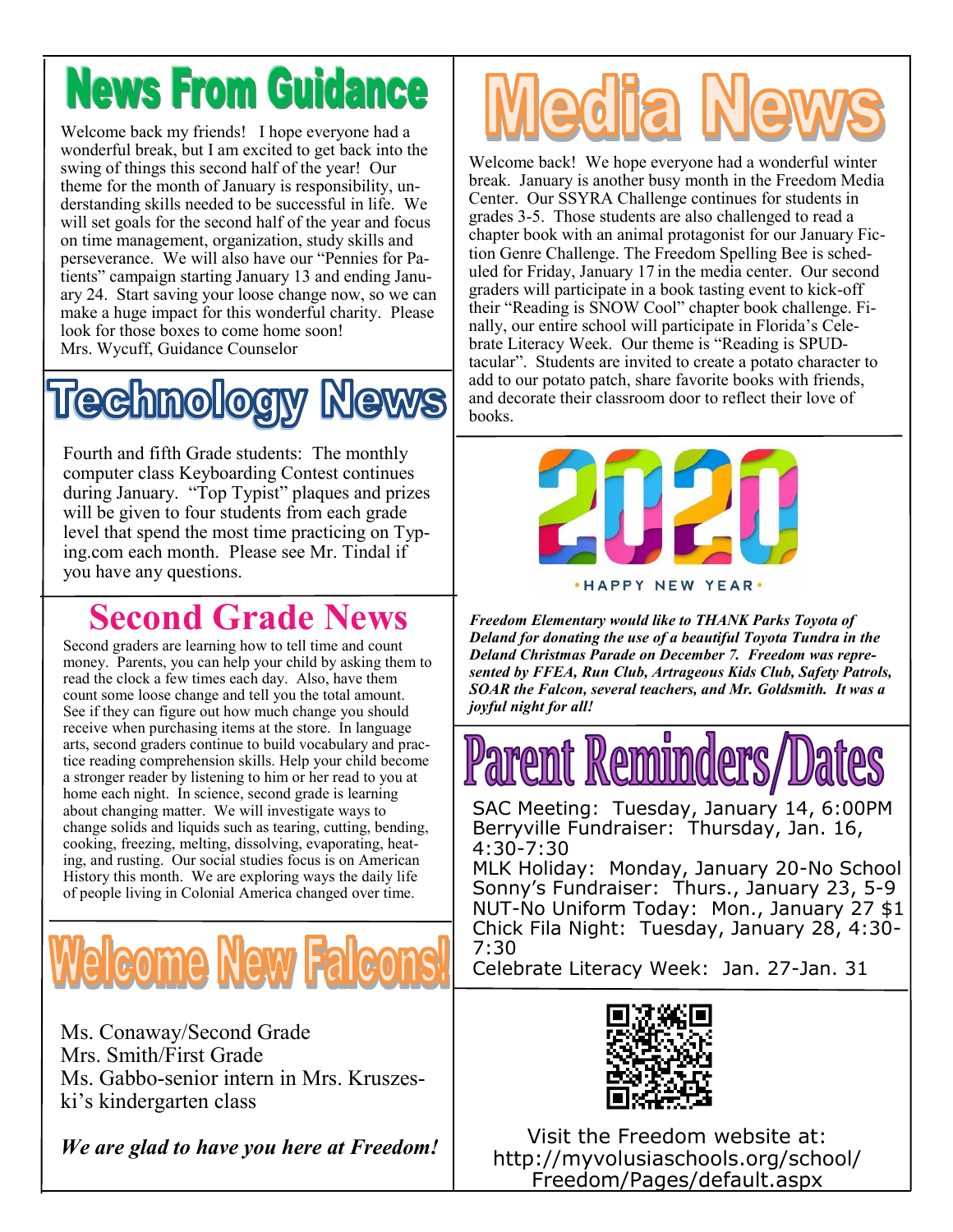# News From Guidance

Welcome back my friends! I hope everyone had a wonderful break, but I am excited to get back into the swing of things this second half of the year! Our theme for the month of January is responsibility, understanding skills needed to be successful in life. We will set goals for the second half of the year and focus on time management, organization, study skills and perseverance. We will also have our "Pennies for Patients" campaign starting January 13 and ending January 24. Start saving your loose change now, so we can make a huge impact for this wonderful charity. Please look for those boxes to come home soon!
Mrs. Wycuff, Guidance Counselor

# Technology News

Fourth and fifth Grade students: The monthly computer class Keyboarding Contest continues during January. "Top Typist" plaques and prizes will be given to four students from each grade level that spend the most time practicing on Typing.com each month. Please see Mr. Tindal if you have any questions.

# Second Grade News

Second graders are learning how to tell time and count money. Parents, you can help your child by asking them to read the clock a few times each day. Also, have them count some loose change and tell you the total amount. See if they can figure out how much change you should receive when purchasing items at the store. In language arts, second graders continue to build vocabulary and practice reading comprehension skills. Help your child become a stronger reader by listening to him or her read to you at home each night. In science, second grade is learning about changing matter. We will investigate ways to change solids and liquids such as tearing, cutting, bending, cooking, freezing, melting, dissolving, evaporating, heating, and rusting. Our social studies focus is on American History this month. We are exploring ways the daily life of people living in Colonial America changed over time.

# Welcome New Falcons!

Ms. Conaway/Second Grade
Mrs. Smith/First Grade
Ms. Gabbo-senior intern in Mrs. Kruszeski's kindergarten class

***We are glad to have you here at Freedom!***

# Media News

Welcome back! We hope everyone had a wonderful winter break. January is another busy month in the Freedom Media Center. Our SSYRA Challenge continues for students in grades 3-5. Those students are also challenged to read a chapter book with an animal protagonist for our January Fiction Genre Challenge. The Freedom Spelling Bee is scheduled for Friday, January 17 in the media center. Our second graders will participate in a book tasting event to kick-off their "Reading is SNOW Cool" chapter book challenge. Finally, our entire school will participate in Florida's Celebrate Literacy Week. Our theme is "Reading is SPUDtacular". Students are invited to create a potato character to add to our potato patch, share favorite books with friends, and decorate their classroom door to reflect their love of books.

2020
HAPPY NEW YEAR

***Freedom Elementary would like to THANK Parks Toyota of Deland for donating the use of a beautiful Toyota Tundra in the Deland Christmas Parade on December 7. Freedom was represented by FFEA, Run Club, Artrageous Kids Club, Safety Patrols, SOAR the Falcon, several teachers, and Mr. Goldsmith. It was a joyful night for all!***

# Parent Reminders/Dates

SAC Meeting: Tuesday, January 14, 6:00PM
Berryville Fundraiser: Thursday, Jan. 16, 4:30-7:30
MLK Holiday: Monday, January 20-No School
Sonny's Fundraiser: Thurs., January 23, 5-9
NUT-No Uniform Today: Mon., January 27 $1
Chick Fila Night: Tuesday, January 28, 4:30-7:30
Celebrate Literacy Week: Jan. 27-Jan. 31

Visit the Freedom website at:
http://myvolusiaschools.org/school/Freedom/Pages/default.aspx